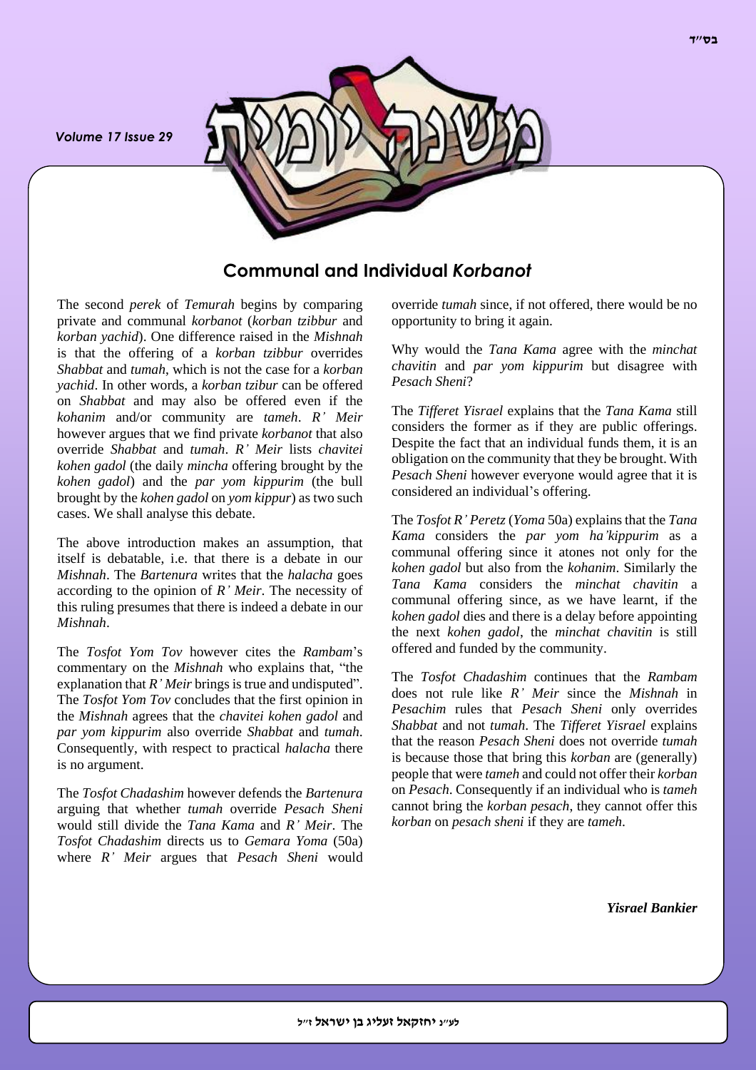# Communal and Individual *Korbanot*

The second *perek* of *Temurah* begins by comparing private and communal *korbanot* (*korban tzibbur* and *korban yachid*). One difference raised in the *Mishnah* is that the offering of a *korban tzibbur* overrides *Shabbat* and *tumah*, which is not the case for a *korban yachid*. In other words, a *korban tzibur* can be offered on *Shabbat* and may also be offered even if the *kohanim* and/or community are *tameh*. *R' Meir* however argues that we find private *korbanot* that also override *Shabbat* and *tumah*. *R' Meir* lists *chavitei kohen gadol* (the daily *mincha* offering brought by the *kohen gadol*) and the *par yom kippurim* (the bull brought by the *kohen gadol* on *yom kippur*) as two such cases. We shall analyse this debate.

The above introduction makes an assumption, that itself is debatable, i.e. that there is a debate in our *Mishnah*. The *Bartenura* writes that the *halacha* goes according to the opinion of *R' Meir*. The necessity of this ruling presumes that there is indeed a debate in our *Mishnah*.

The *Tosfot Yom Tov* however cites the *Rambam*'s commentary on the *Mishnah* who explains that, "the explanation that *R' Meir* brings is true and undisputed". The *Tosfot Yom Tov* concludes that the first opinion in the *Mishnah* agrees that the *chavitei kohen gadol* and *par yom kippurim* also override *Shabbat* and *tumah*. Consequently, with respect to practical *halacha* there is no argument.

The *Tosfot Chadashim* however defends the *Bartenura* arguing that whether *tumah* override *Pesach Sheni* would still divide the *Tana Kama* and *R' Meir*. The *Tosfot Chadashim* directs us to *Gemara Yoma* (50a) where *R' Meir* argues that *Pesach Sheni* would override *tumah* since, if not offered, there would be no opportunity to bring it again.

Why would the *Tana Kama* agree with the *minchat chavitin* and *par yom kippurim* but disagree with *Pesach Sheni*?

The *Tifferet Yisrael* explains that the *Tana Kama* still considers the former as if they are public offerings. Despite the fact that an individual funds them, it is an obligation on the community that they be brought. With *Pesach Sheni* however everyone would agree that it is considered an individual's offering.

The *Tosfot R' Peretz* (*Yoma* 50a) explains that the *Tana Kama* considers the *par yom ha'kippurim* as a communal offering since it atones not only for the *kohen gadol* but also from the *kohanim*. Similarly the *Tana Kama* considers the *minchat chavitin* a communal offering since, as we have learnt, if the *kohen gadol* dies and there is a delay before appointing the next *kohen gadol*, the *minchat chavitin* is still offered and funded by the community.

The *Tosfot Chadashim* continues that the *Rambam* does not rule like *R' Meir* since the *Mishnah* in *Pesachim* rules that *Pesach Sheni* only overrides *Shabbat* and not *tumah*. The *Tifferet Yisrael* explains that the reason *Pesach Sheni* does not override *tumah* is because those that bring this *korban* are (generally) people that were *tameh* and could not offer their *korban* on *Pesach*. Consequently if an individual who is *tameh* cannot bring the *korban pesach*, they cannot offer this *korban* on *pesach sheni* if they are *tameh*.

***Yisrael Bankier***

לע"נ יחזקאל זעליג בן ישראל ז"ל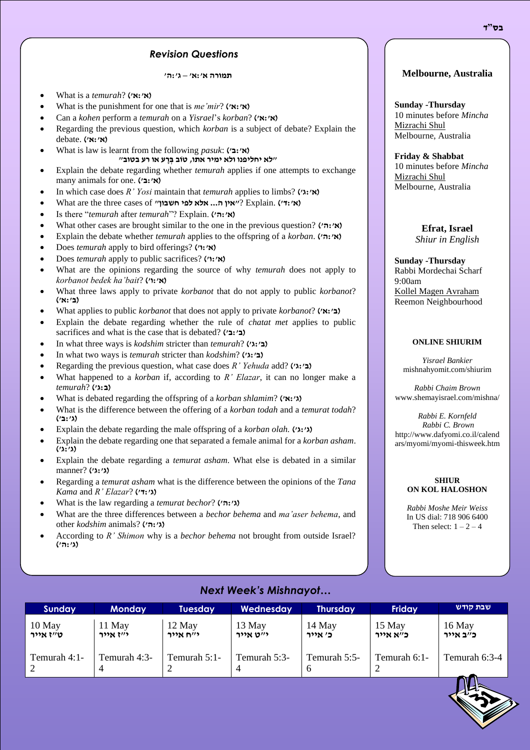## Revision Questions

**תמורה א׳:א׳ – ג׳:ה׳**

- What is a *temurah*? **(א׳:א׳)**
- What is the punishment for one that is *me'mir*? **(א׳:א׳)**
- Can a *kohen* perform a *temurah* on a *Yisrael*'s *korban*? **(א׳:א׳)**
- Regarding the previous question, which *korban* is a subject of debate? Explain the debate. **(א׳:א׳)**
- What is law is learnt from the following *pasuk*: **(א׳:ב׳)**
  **"לא יחליפנו ולא ימיר אתו, טוב בְּרָע או רע בטוב"**
- Explain the debate regarding whether *temurah* applies if one attempts to exchange many animals for one. **(א׳:ב׳)**
- In which case does *R' Yosi* maintain that *temurah* applies to limbs? **(א׳:ג׳)**
- What are the three cases of **"אין ה... אלא לפי חשבון"**? Explain. **(א׳:ד׳)**
- Is there "*temurah* after *temurah*"? Explain. **(א׳:ה׳)**
- What other cases are brought similar to the one in the previous question? **(א׳:ה׳)**
- Explain the debate whether *temurah* applies to the offspring of a *korban*. **(א׳:ה׳)**
- Does *temurah* apply to bird offerings? **(א׳:ו׳)**
- Does *temurah* apply to public sacrifices? **(א׳:ו׳)**
- What are the opinions regarding the source of why *temurah* does not apply to *korbanot bedek ha'bait*? **(א׳:ו׳)**
- What three laws apply to private *korbanot* that do not apply to public *korbanot*? **(ב׳:א׳)**
- What applies to public *korbanot* that does not apply to private *korbanot*? **(ב׳:א׳)**
- Explain the debate regarding whether the rule of *chatat met* applies to public sacrifices and what is the case that is debated? **(ב׳:ב׳)**
- In what three ways is *kodshim* stricter than *temurah*? **(ב׳:ג׳)**
- In what two ways is *temurah* stricter than *kodshim*? **(ב׳:ג׳)**
- Regarding the previous question, what case does *R' Yehuda* add? **(ב׳:ג׳)**
- What happened to a *korban* if, according to *R' Elazar*, it can no longer make a *temurah*? **(ב:ג׳)**
- What is debated regarding the offspring of a *korban shlamim*? **(ג׳:א׳)**
- What is the difference between the offering of a *korban todah* and a *temurat todah*? **(ג׳:ב׳)**
- Explain the debate regarding the male offspring of a *korban olah.* **(ג׳:ג׳)**
- Explain the debate regarding one that separated a female animal for a *korban asham*. **(ג׳:ג׳)**
- Explain the debate regarding a *temurat asham*. What else is debated in a similar manner? **(ג׳:ג׳)**
- Regarding a *temurat asham* what is the difference between the opinions of the *Tana Kama* and *R' Elazar*? **(ג׳:ד׳)**
- What is the law regarding a *temurat bechor*? **(ג׳:ה׳)**
- What are the three differences between a *bechor behema* and *ma'aser behema*, and other *kodshim* animals? **(ג׳:ה׳)**
- According to *R' Shimon* why is a *bechor behema* not brought from outside Israel? **(ג׳:ה׳)**

### Melbourne, Australia

**Sunday -Thursday**
10 minutes before *Mincha*
Mizrachi Shul
Melbourne, Australia

**Friday & Shabbat**
10 minutes before *Mincha*
Mizrachi Shul
Melbourne, Australia

### Efrat, Israel
*Shiur in English*

**Sunday -Thursday**
Rabbi Mordechai Scharf
9:00am
Kollel Magen Avraham
Reemon Neighbourhood

### ONLINE SHIURIM

*Yisrael Bankier*
mishnahyomit.com/shiurim

*Rabbi Chaim Brown*
www.shemayisrael.com/mishna/

*Rabbi E. Kornfeld*
*Rabbi C. Brown*
http://www.dafyomi.co.il/calendars/myomi/myomi-thisweek.htm

### SHIUR ON KOL HALOSHON

*Rabbi Moshe Meir Weiss*
In US dial: 718 906 6400
Then select: 1 – 2 – 4

## Next Week's Mishnayot…

| Sunday | Monday | Tuesday | Wednesday | Thursday | Friday | שבת קודש |
|---|---|---|---|---|---|---|
| 10 May ט״ז אייר | 11 May י״ז אייר | 12 May י״ח אייר | 13 May י״ט אייר | 14 May כ׳ אייר | 15 May כ״א אייר | 16 May כ״ב אייר |
| Temurah 4:1-2 | Temurah 4:3-4 | Temurah 5:1-2 | Temurah 5:3-4 | Temurah 5:5-6 | Temurah 6:1-2 | Temurah 6:3-4 |